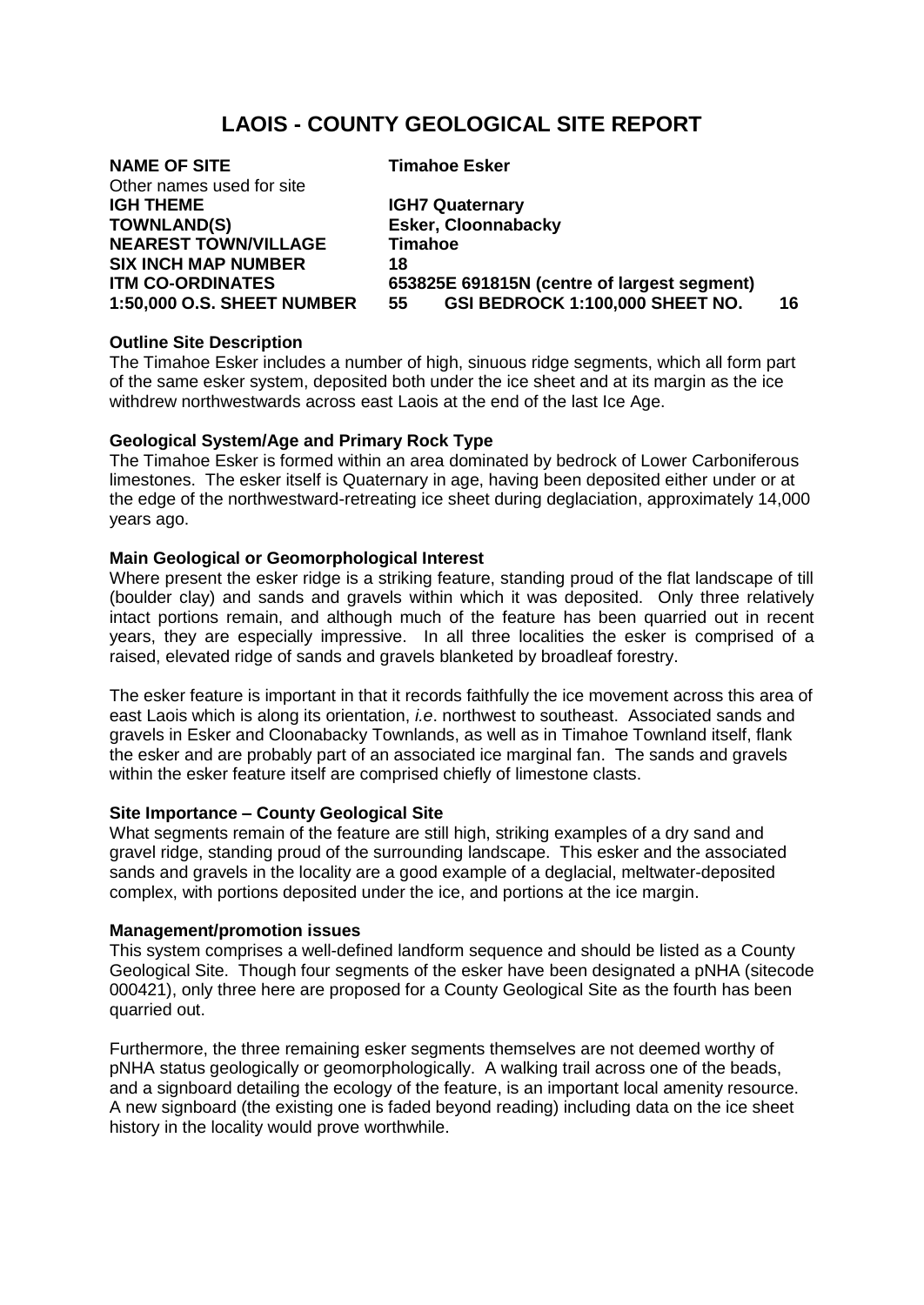# LAOIS - COUNTY GEOLOGICAL SITE REPORT

| | |
|---|---|
| **NAME OF SITE** | **Timahoe Esker** |
| Other names used for site | |
| **IGH THEME** | **IGH7 Quaternary** |
| **TOWNLAND(S)** | **Esker, Cloonnabacky** |
| **NEAREST TOWN/VILLAGE** | **Timahoe** |
| **SIX INCH MAP NUMBER** | **18** |
| **ITM CO-ORDINATES** | **653825E 691815N (centre of largest segment)** |
| **1:50,000 O.S. SHEET NUMBER** | **55 GSI BEDROCK 1:100,000 SHEET NO. 16** |

### Outline Site Description

The Timahoe Esker includes a number of high, sinuous ridge segments, which all form part of the same esker system, deposited both under the ice sheet and at its margin as the ice withdrew northwestwards across east Laois at the end of the last Ice Age.

### Geological System/Age and Primary Rock Type

The Timahoe Esker is formed within an area dominated by bedrock of Lower Carboniferous limestones. The esker itself is Quaternary in age, having been deposited either under or at the edge of the northwestward-retreating ice sheet during deglaciation, approximately 14,000 years ago.

### Main Geological or Geomorphological Interest

Where present the esker ridge is a striking feature, standing proud of the flat landscape of till (boulder clay) and sands and gravels within which it was deposited. Only three relatively intact portions remain, and although much of the feature has been quarried out in recent years, they are especially impressive. In all three localities the esker is comprised of a raised, elevated ridge of sands and gravels blanketed by broadleaf forestry.

The esker feature is important in that it records faithfully the ice movement across this area of east Laois which is along its orientation, *i.e*. northwest to southeast. Associated sands and gravels in Esker and Cloonabacky Townlands, as well as in Timahoe Townland itself, flank the esker and are probably part of an associated ice marginal fan. The sands and gravels within the esker feature itself are comprised chiefly of limestone clasts.

### Site Importance – County Geological Site

What segments remain of the feature are still high, striking examples of a dry sand and gravel ridge, standing proud of the surrounding landscape. This esker and the associated sands and gravels in the locality are a good example of a deglacial, meltwater-deposited complex, with portions deposited under the ice, and portions at the ice margin.

### Management/promotion issues

This system comprises a well-defined landform sequence and should be listed as a County Geological Site. Though four segments of the esker have been designated a pNHA (sitecode 000421), only three here are proposed for a County Geological Site as the fourth has been quarried out.

Furthermore, the three remaining esker segments themselves are not deemed worthy of pNHA status geologically or geomorphologically. A walking trail across one of the beads, and a signboard detailing the ecology of the feature, is an important local amenity resource. A new signboard (the existing one is faded beyond reading) including data on the ice sheet history in the locality would prove worthwhile.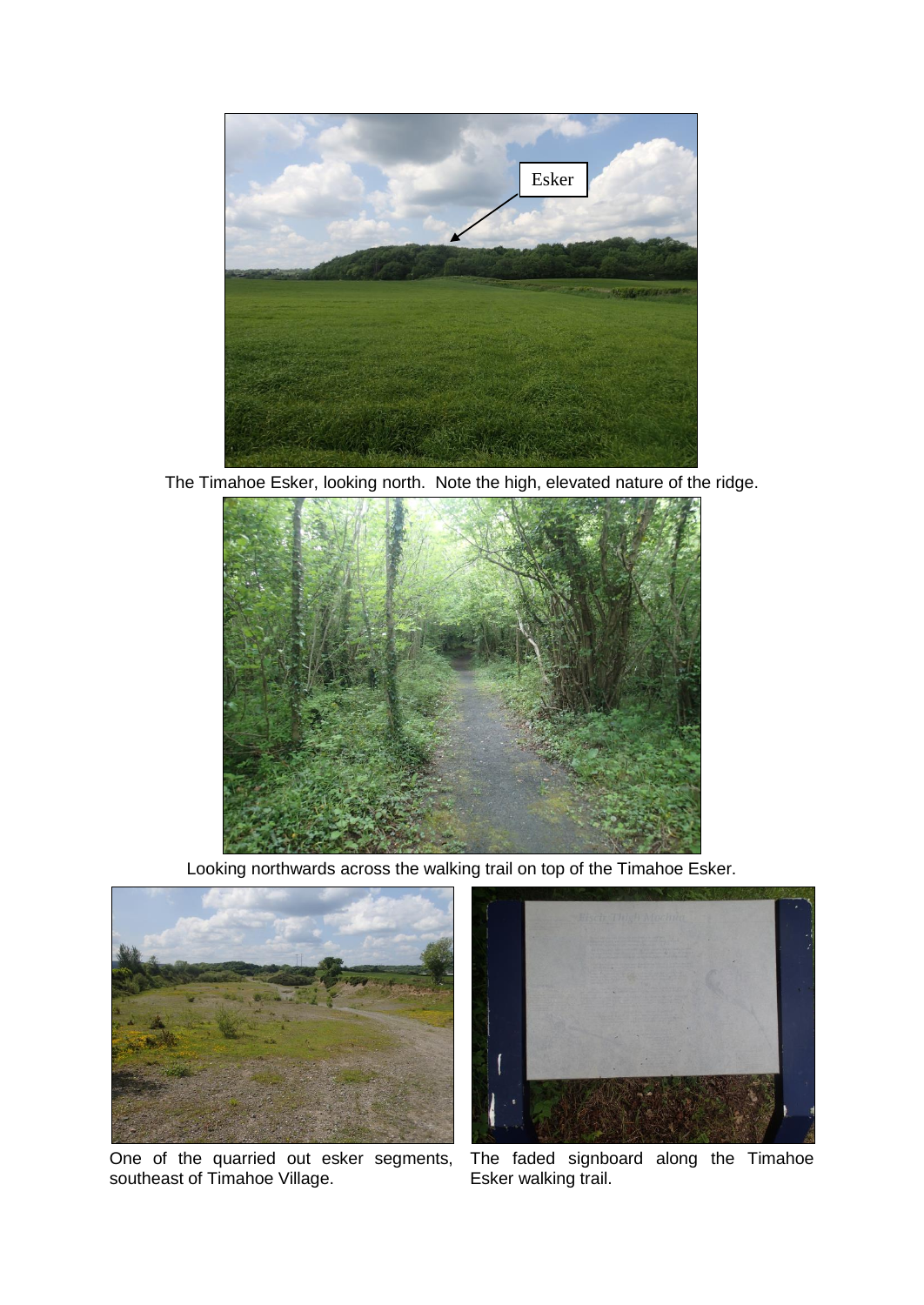The Timahoe Esker, looking north. Note the high, elevated nature of the ridge.

Looking northwards across the walking trail on top of the Timahoe Esker.

One of the quarried out esker segments, southeast of Timahoe Village.

The faded signboard along the Timahoe Esker walking trail.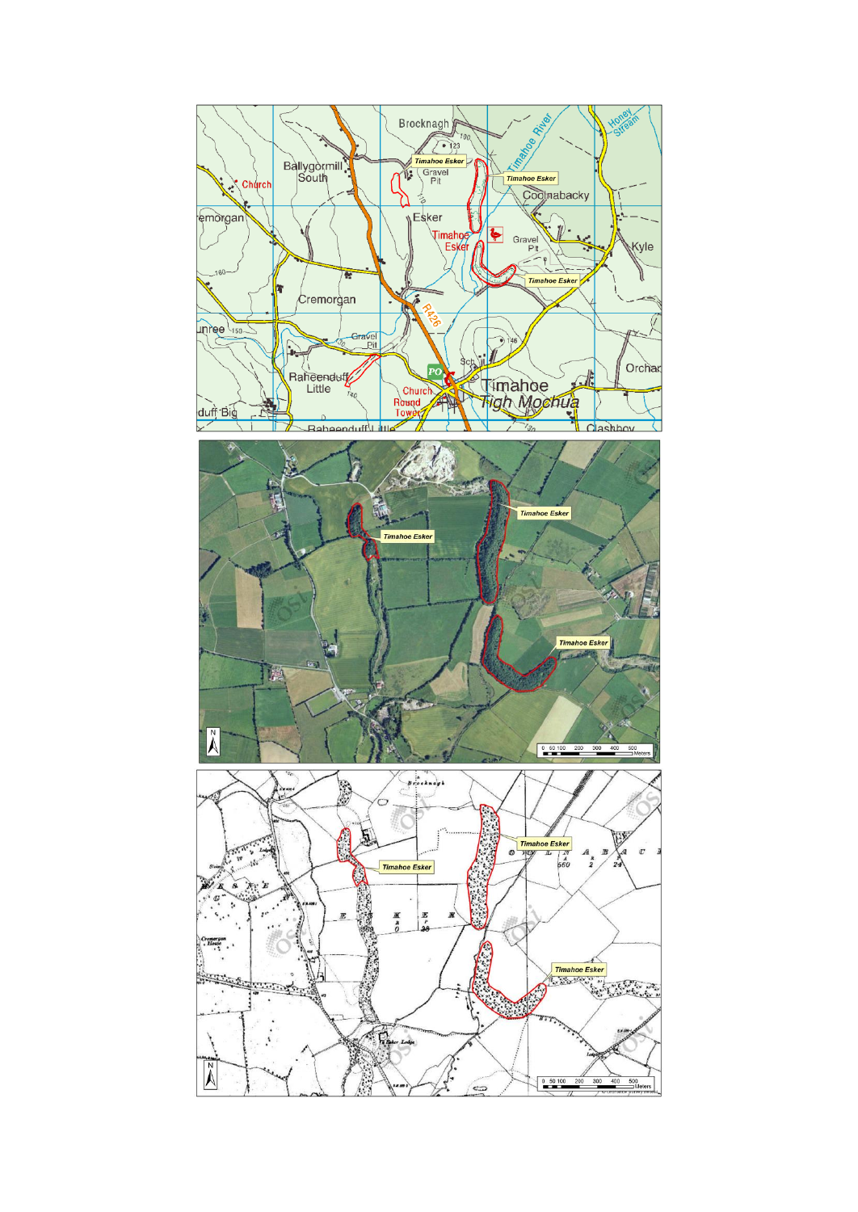Brocknagh
Timahoe Esker
Gravel Pit
Timahoe River
Honey Stream
Timahoe Esker
Ballygormill South
Church
Cremorgan
Esker
Coolnabacky
Timahoe Esker
Gravel Pit
Kyle
Timahoe Esker
Cremorgan
R426
Gravel Pit
Sch
Orchard
PO
Raheenduff Little
Church
Round Tower
Timahoe
Tigh Mochua
Raheenduff Big
Raheenduff Little
Clashboy

Timahoe Esker
Timahoe Esker
Timahoe Esker
N
0 50 100 200 300 400 500 Meters

Timahoe Esker
Timahoe Esker
Timahoe Esker
N
0 50 100 200 300 400 500 Meters